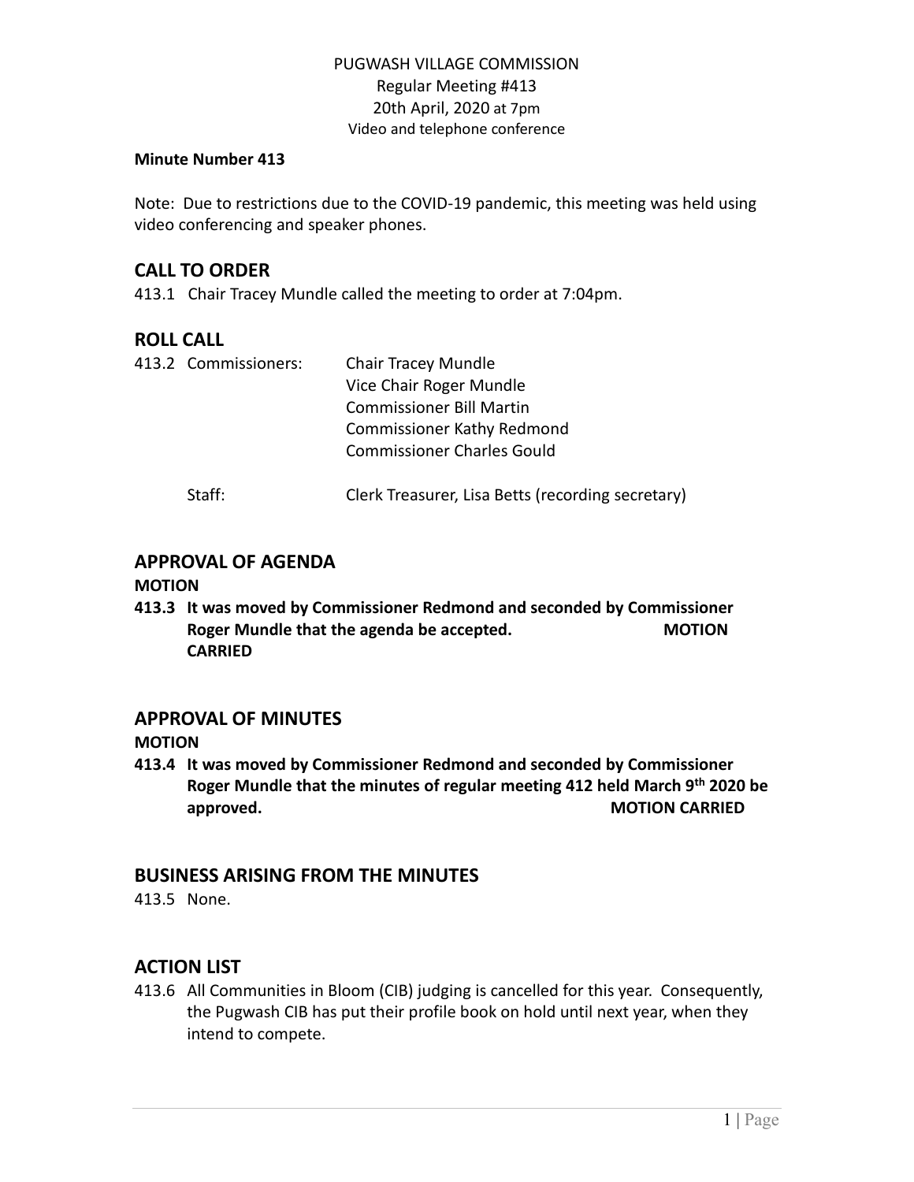PUGWASH VILLAGE COMMISSION
Regular Meeting #413
20th April, 2020 at 7pm
Video and telephone conference

**Minute Number 413**

Note: Due to restrictions due to the COVID-19 pandemic, this meeting was held using video conferencing and speaker phones.

## CALL TO ORDER

413.1 Chair Tracey Mundle called the meeting to order at 7:04pm.

## ROLL CALL

413.2 Commissioners:
- Chair Tracey Mundle
- Vice Chair Roger Mundle
- Commissioner Bill Martin
- Commissioner Kathy Redmond
- Commissioner Charles Gould

Staff: Clerk Treasurer, Lisa Betts (recording secretary)

## APPROVAL OF AGENDA

**MOTION**

**413.3 It was moved by Commissioner Redmond and seconded by Commissioner Roger Mundle that the agenda be accepted. MOTION CARRIED**

## APPROVAL OF MINUTES

**MOTION**

**413.4 It was moved by Commissioner Redmond and seconded by Commissioner Roger Mundle that the minutes of regular meeting 412 held March 9th 2020 be approved. MOTION CARRIED**

## BUSINESS ARISING FROM THE MINUTES

413.5 None.

## ACTION LIST

413.6 All Communities in Bloom (CIB) judging is cancelled for this year. Consequently, the Pugwash CIB has put their profile book on hold until next year, when they intend to compete.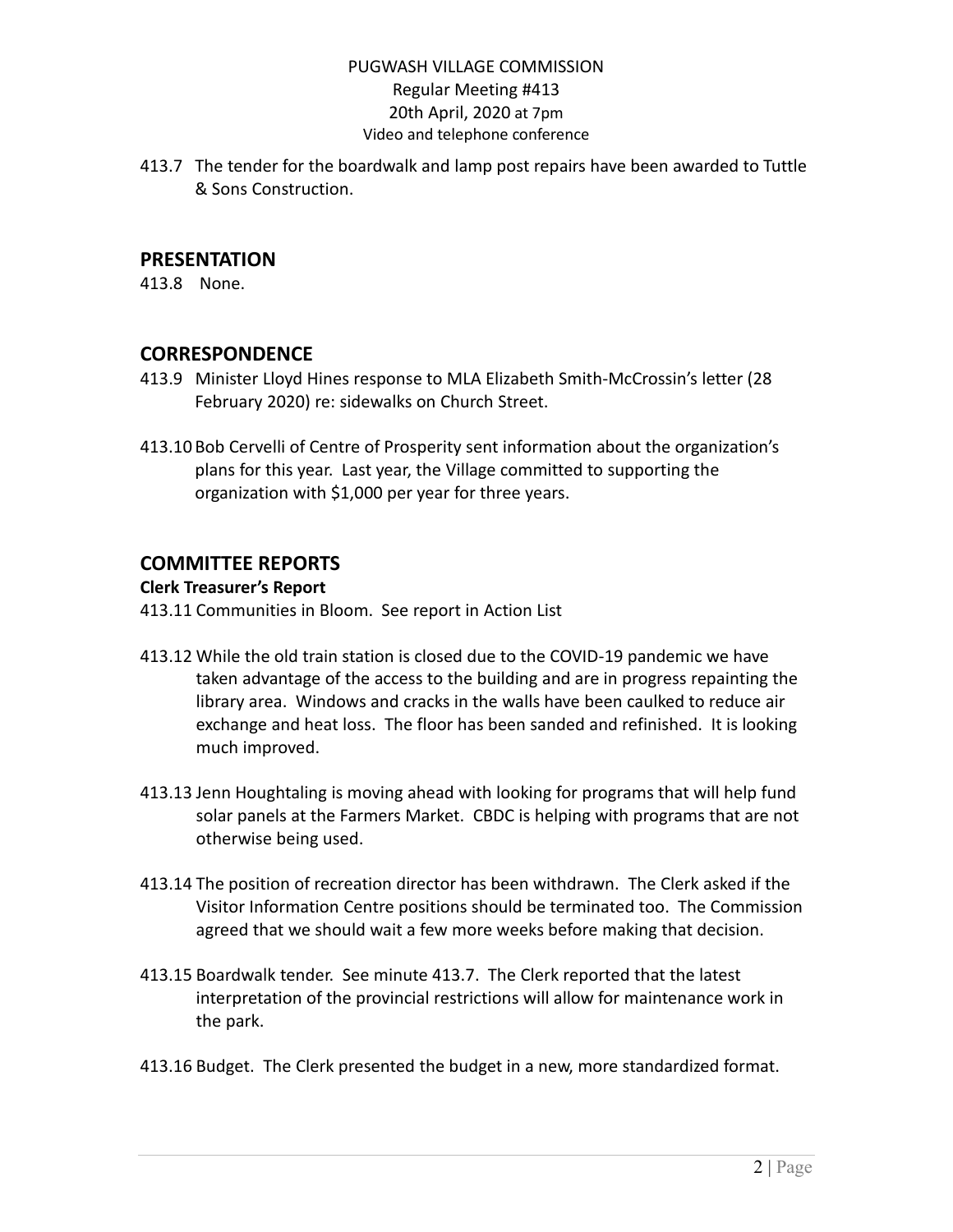413.7 The tender for the boardwalk and lamp post repairs have been awarded to Tuttle & Sons Construction.

## PRESENTATION

413.8 None.

## CORRESPONDENCE

413.9 Minister Lloyd Hines response to MLA Elizabeth Smith-McCrossin's letter (28 February 2020) re: sidewalks on Church Street.

413.10 Bob Cervelli of Centre of Prosperity sent information about the organization's plans for this year. Last year, the Village committed to supporting the organization with $1,000 per year for three years.

## COMMITTEE REPORTS

**Clerk Treasurer's Report**

413.11 Communities in Bloom. See report in Action List

413.12 While the old train station is closed due to the COVID-19 pandemic we have taken advantage of the access to the building and are in progress repainting the library area. Windows and cracks in the walls have been caulked to reduce air exchange and heat loss. The floor has been sanded and refinished. It is looking much improved.

413.13 Jenn Houghtaling is moving ahead with looking for programs that will help fund solar panels at the Farmers Market. CBDC is helping with programs that are not otherwise being used.

413.14 The position of recreation director has been withdrawn. The Clerk asked if the Visitor Information Centre positions should be terminated too. The Commission agreed that we should wait a few more weeks before making that decision.

413.15 Boardwalk tender. See minute 413.7. The Clerk reported that the latest interpretation of the provincial restrictions will allow for maintenance work in the park.

413.16 Budget. The Clerk presented the budget in a new, more standardized format.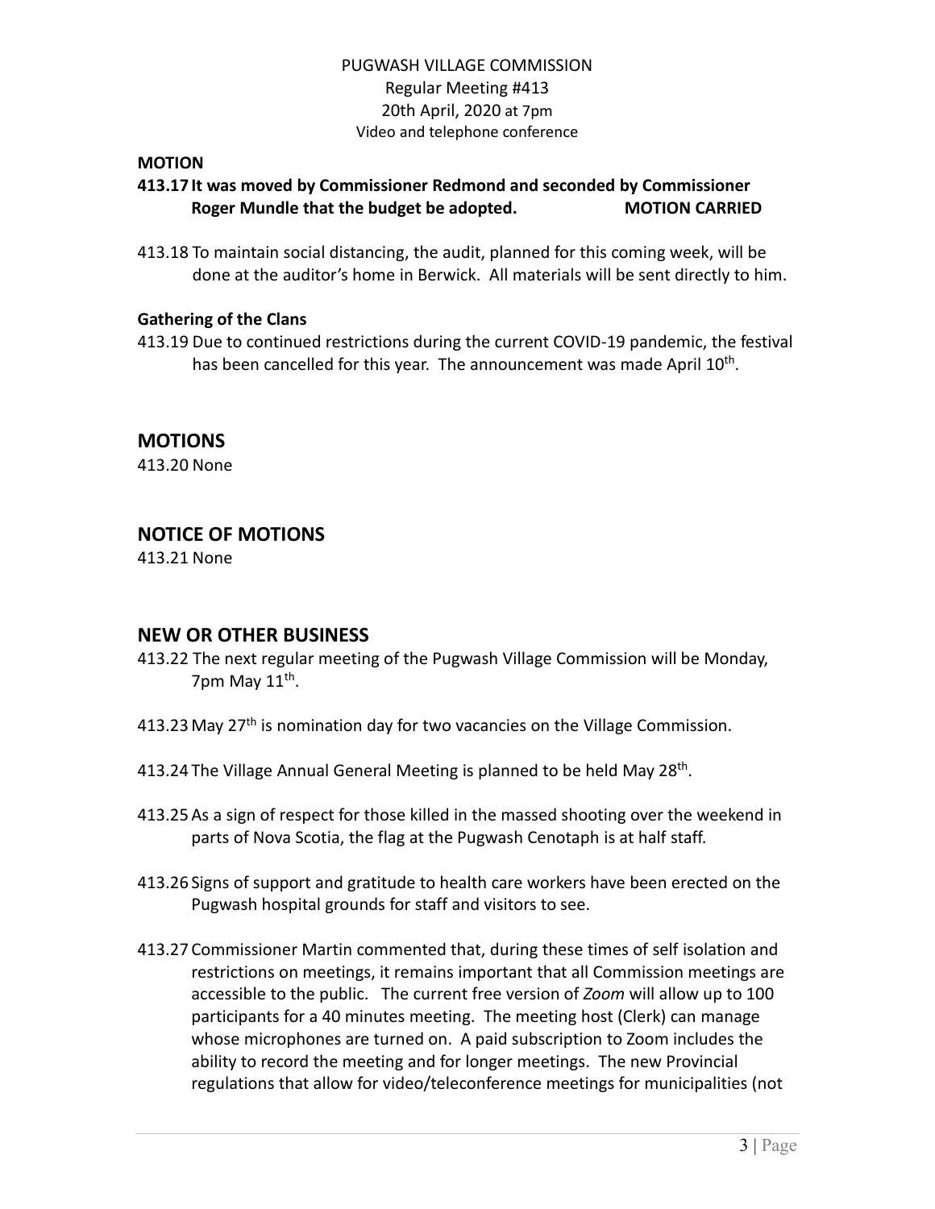PUGWASH VILLAGE COMMISSION
Regular Meeting #413
20th April, 2020 at 7pm
Video and telephone conference

**MOTION**

**413.17 It was moved by Commissioner Redmond and seconded by Commissioner Roger Mundle that the budget be adopted. MOTION CARRIED**

413.18 To maintain social distancing, the audit, planned for this coming week, will be done at the auditor's home in Berwick. All materials will be sent directly to him.

**Gathering of the Clans**

413.19 Due to continued restrictions during the current COVID-19 pandemic, the festival has been cancelled for this year. The announcement was made April 10th.

## MOTIONS

413.20 None

## NOTICE OF MOTIONS

413.21 None

## NEW OR OTHER BUSINESS

413.22 The next regular meeting of the Pugwash Village Commission will be Monday, 7pm May 11th.

413.23 May 27th is nomination day for two vacancies on the Village Commission.

413.24 The Village Annual General Meeting is planned to be held May 28th.

413.25 As a sign of respect for those killed in the massed shooting over the weekend in parts of Nova Scotia, the flag at the Pugwash Cenotaph is at half staff.

413.26 Signs of support and gratitude to health care workers have been erected on the Pugwash hospital grounds for staff and visitors to see.

413.27 Commissioner Martin commented that, during these times of self isolation and restrictions on meetings, it remains important that all Commission meetings are accessible to the public. The current free version of *Zoom* will allow up to 100 participants for a 40 minutes meeting. The meeting host (Clerk) can manage whose microphones are turned on. A paid subscription to Zoom includes the ability to record the meeting and for longer meetings. The new Provincial regulations that allow for video/teleconference meetings for municipalities (not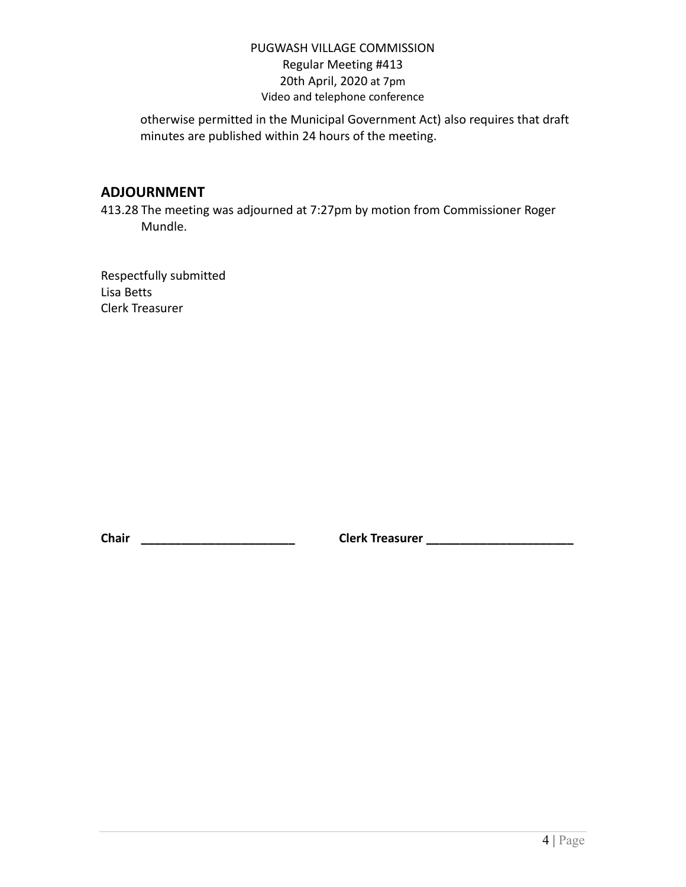otherwise permitted in the Municipal Government Act) also requires that draft minutes are published within 24 hours of the meeting.

## ADJOURNMENT

413.28 The meeting was adjourned at 7:27pm by motion from Commissioner Roger Mundle.

Respectfully submitted
Lisa Betts
Clerk Treasurer

**Chair \_\_\_\_\_\_\_\_\_\_\_\_\_\_\_\_\_\_\_\_\_\_\_\_** **Clerk Treasurer \_\_\_\_\_\_\_\_\_\_\_\_\_\_\_\_\_\_\_\_\_\_\_**